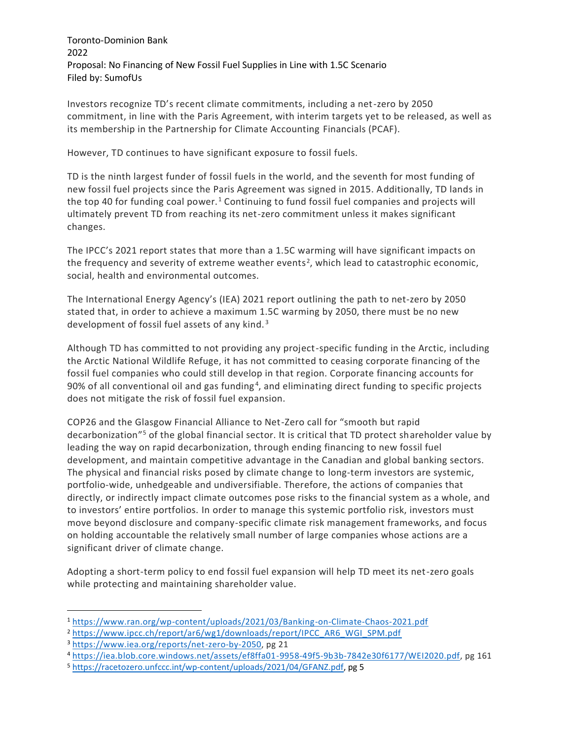Toronto-Dominion Bank
2022
Proposal: No Financing of New Fossil Fuel Supplies in Line with 1.5C Scenario
Filed by: SumofUs

Investors recognize TD's recent climate commitments, including a net-zero by 2050 commitment, in line with the Paris Agreement, with interim targets yet to be released, as well as its membership in the Partnership for Climate Accounting Financials (PCAF).

However, TD continues to have significant exposure to fossil fuels.

TD is the ninth largest funder of fossil fuels in the world, and the seventh for most funding of new fossil fuel projects since the Paris Agreement was signed in 2015. Additionally, TD lands in the top 40 for funding coal power.[1] Continuing to fund fossil fuel companies and projects will ultimately prevent TD from reaching its net-zero commitment unless it makes significant changes.

The IPCC's 2021 report states that more than a 1.5C warming will have significant impacts on the frequency and severity of extreme weather events[2], which lead to catastrophic economic, social, health and environmental outcomes.

The International Energy Agency's (IEA) 2021 report outlining the path to net-zero by 2050 stated that, in order to achieve a maximum 1.5C warming by 2050, there must be no new development of fossil fuel assets of any kind.[3]

Although TD has committed to not providing any project-specific funding in the Arctic, including the Arctic National Wildlife Refuge, it has not committed to ceasing corporate financing of the fossil fuel companies who could still develop in that region. Corporate financing accounts for 90% of all conventional oil and gas funding[4], and eliminating direct funding to specific projects does not mitigate the risk of fossil fuel expansion.

COP26 and the Glasgow Financial Alliance to Net-Zero call for "smooth but rapid decarbonization"[5] of the global financial sector. It is critical that TD protect shareholder value by leading the way on rapid decarbonization, through ending financing to new fossil fuel development, and maintain competitive advantage in the Canadian and global banking sectors. The physical and financial risks posed by climate change to long-term investors are systemic, portfolio-wide, unhedgeable and undiversifiable. Therefore, the actions of companies that directly, or indirectly impact climate outcomes pose risks to the financial system as a whole, and to investors' entire portfolios. In order to manage this systemic portfolio risk, investors must move beyond disclosure and company-specific climate risk management frameworks, and focus on holding accountable the relatively small number of large companies whose actions are a significant driver of climate change.

Adopting a short-term policy to end fossil fuel expansion will help TD meet its net-zero goals while protecting and maintaining shareholder value.

---

[1] https://www.ran.org/wp-content/uploads/2021/03/Banking-on-Climate-Chaos-2021.pdf
[2] https://www.ipcc.ch/report/ar6/wg1/downloads/report/IPCC_AR6_WGI_SPM.pdf
[3] https://www.iea.org/reports/net-zero-by-2050, pg 21
[4] https://iea.blob.core.windows.net/assets/ef8ffa01-9958-49f5-9b3b-7842e30f6177/WEI2020.pdf, pg 161
[5] https://racetozero.unfccc.int/wp-content/uploads/2021/04/GFANZ.pdf, pg 5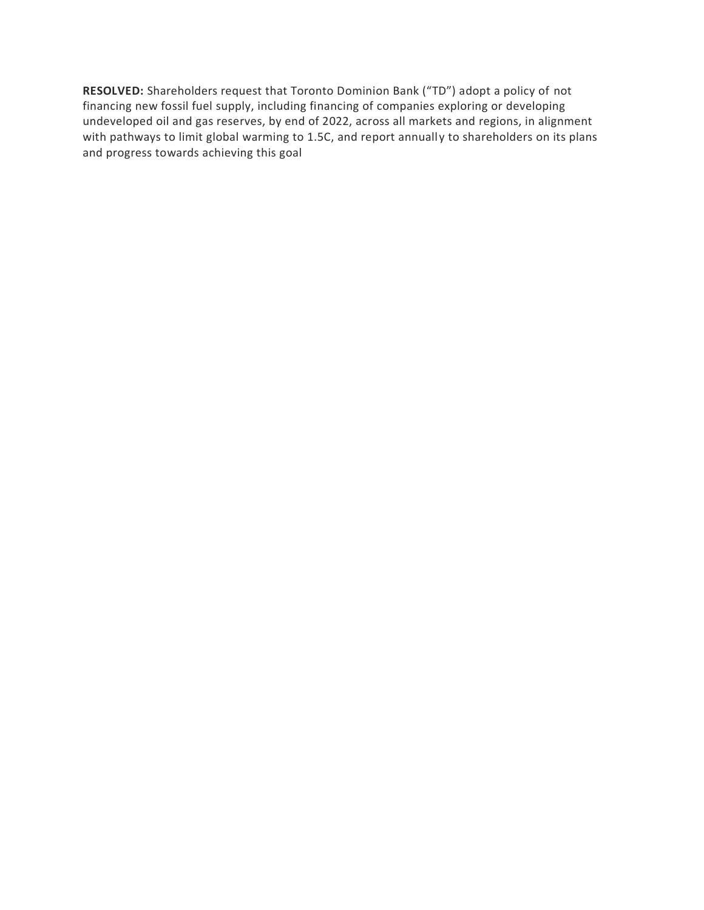**RESOLVED:** Shareholders request that Toronto Dominion Bank ("TD") adopt a policy of not financing new fossil fuel supply, including financing of companies exploring or developing undeveloped oil and gas reserves, by end of 2022, across all markets and regions, in alignment with pathways to limit global warming to 1.5C, and report annually to shareholders on its plans and progress towards achieving this goal